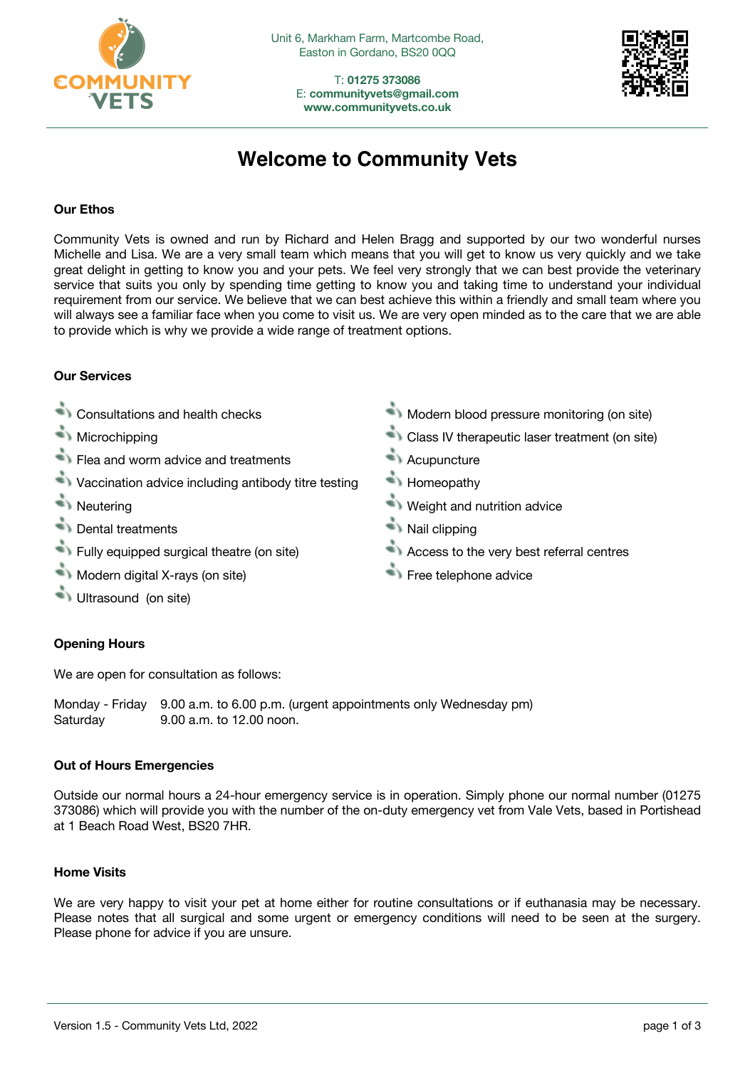Unit 6, Markham Farm, Martcombe Road,
Easton in Gordano, BS20 0QQ

T: **01275 373086**
E: **communityvets@gmail.com**
**www.communityvets.co.uk**

# Welcome to Community Vets

### Our Ethos

Community Vets is owned and run by Richard and Helen Bragg and supported by our two wonderful nurses Michelle and Lisa. We are a very small team which means that you will get to know us very quickly and we take great delight in getting to know you and your pets. We feel very strongly that we can best provide the veterinary service that suits you only by spending time getting to know you and taking time to understand your individual requirement from our service. We believe that we can best achieve this within a friendly and small team where you will always see a familiar face when you come to visit us. We are very open minded as to the care that we are able to provide which is why we provide a wide range of treatment options.

### Our Services

- Consultations and health checks
- Microchipping
- Flea and worm advice and treatments
- Vaccination advice including antibody titre testing
- Neutering
- Dental treatments
- Fully equipped surgical theatre (on site)
- Modern digital X-rays (on site)
- Ultrasound (on site)
- Modern blood pressure monitoring (on site)
- Class IV therapeutic laser treatment (on site)
- Acupuncture
- Homeopathy
- Weight and nutrition advice
- Nail clipping
- Access to the very best referral centres
- Free telephone advice

### Opening Hours

We are open for consultation as follows:

Monday - Friday 9.00 a.m. to 6.00 p.m. (urgent appointments only Wednesday pm)
Saturday 9.00 a.m. to 12.00 noon.

### Out of Hours Emergencies

Outside our normal hours a 24-hour emergency service is in operation. Simply phone our normal number (01275 373086) which will provide you with the number of the on-duty emergency vet from Vale Vets, based in Portishead at 1 Beach Road West, BS20 7HR.

### Home Visits

We are very happy to visit your pet at home either for routine consultations or if euthanasia may be necessary. Please notes that all surgical and some urgent or emergency conditions will need to be seen at the surgery. Please phone for advice if you are unsure.

Version 1.5 - Community Vets Ltd, 2022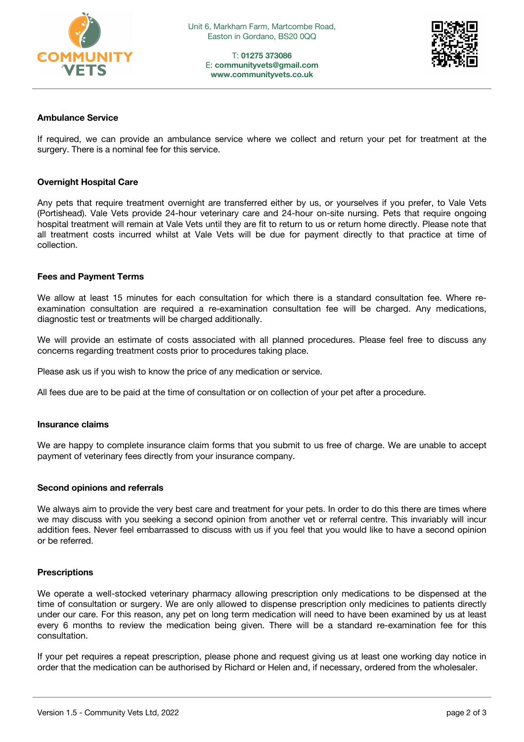Unit 6, Markham Farm, Martcombe Road,
Easton in Gordano, BS20 0QQ

T: **01275 373086**
E: **communityvets@gmail.com**
**www.communityvets.co.uk**

### Ambulance Service

If required, we can provide an ambulance service where we collect and return your pet for treatment at the surgery. There is a nominal fee for this service.

### Overnight Hospital Care

Any pets that require treatment overnight are transferred either by us, or yourselves if you prefer, to Vale Vets (Portishead). Vale Vets provide 24-hour veterinary care and 24-hour on-site nursing. Pets that require ongoing hospital treatment will remain at Vale Vets until they are fit to return to us or return home directly. Please note that all treatment costs incurred whilst at Vale Vets will be due for payment directly to that practice at time of collection.

### Fees and Payment Terms

We allow at least 15 minutes for each consultation for which there is a standard consultation fee. Where re-examination consultation are required a re-examination consultation fee will be charged. Any medications, diagnostic test or treatments will be charged additionally.

We will provide an estimate of costs associated with all planned procedures. Please feel free to discuss any concerns regarding treatment costs prior to procedures taking place.

Please ask us if you wish to know the price of any medication or service.

All fees due are to be paid at the time of consultation or on collection of your pet after a procedure.

### Insurance claims

We are happy to complete insurance claim forms that you submit to us free of charge. We are unable to accept payment of veterinary fees directly from your insurance company.

### Second opinions and referrals

We always aim to provide the very best care and treatment for your pets. In order to do this there are times where we may discuss with you seeking a second opinion from another vet or referral centre. This invariably will incur addition fees. Never feel embarrassed to discuss with us if you feel that you would like to have a second opinion or be referred.

### Prescriptions

We operate a well-stocked veterinary pharmacy allowing prescription only medications to be dispensed at the time of consultation or surgery. We are only allowed to dispense prescription only medicines to patients directly under our care. For this reason, any pet on long term medication will need to have been examined by us at least every 6 months to review the medication being given. There will be a standard re-examination fee for this consultation.

If your pet requires a repeat prescription, please phone and request giving us at least one working day notice in order that the medication can be authorised by Richard or Helen and, if necessary, ordered from the wholesaler.

Version 1.5 - Community Vets Ltd, 2022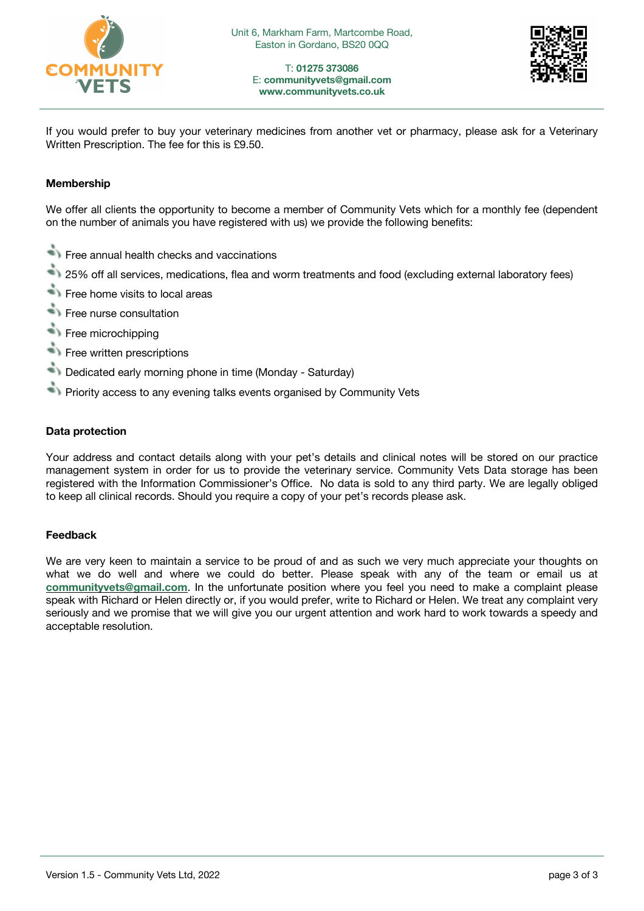Unit 6, Markham Farm, Martcombe Road, Easton in Gordano, BS20 0QQ

T: **01275 373086**
E: **communityvets@gmail.com**
**www.communityvets.co.uk**

If you would prefer to buy your veterinary medicines from another vet or pharmacy, please ask for a Veterinary Written Prescription. The fee for this is £9.50.

**Membership**

We offer all clients the opportunity to become a member of Community Vets which for a monthly fee (dependent on the number of animals you have registered with us) we provide the following benefits:

- Free annual health checks and vaccinations
- 25% off all services, medications, flea and worm treatments and food (excluding external laboratory fees)
- Free home visits to local areas
- Free nurse consultation
- Free microchipping
- Free written prescriptions
- Dedicated early morning phone in time (Monday - Saturday)
- Priority access to any evening talks events organised by Community Vets

**Data protection**

Your address and contact details along with your pet's details and clinical notes will be stored on our practice management system in order for us to provide the veterinary service. Community Vets Data storage has been registered with the Information Commissioner's Office. No data is sold to any third party. We are legally obliged to keep all clinical records. Should you require a copy of your pet's records please ask.

**Feedback**

We are very keen to maintain a service to be proud of and as such we very much appreciate your thoughts on what we do well and where we could do better. Please speak with any of the team or email us at **communityvets@gmail.com**. In the unfortunate position where you feel you need to make a complaint please speak with Richard or Helen directly or, if you would prefer, write to Richard or Helen. We treat any complaint very seriously and we promise that we will give you our urgent attention and work hard to work towards a speedy and acceptable resolution.

Version 1.5 - Community Vets Ltd, 2022